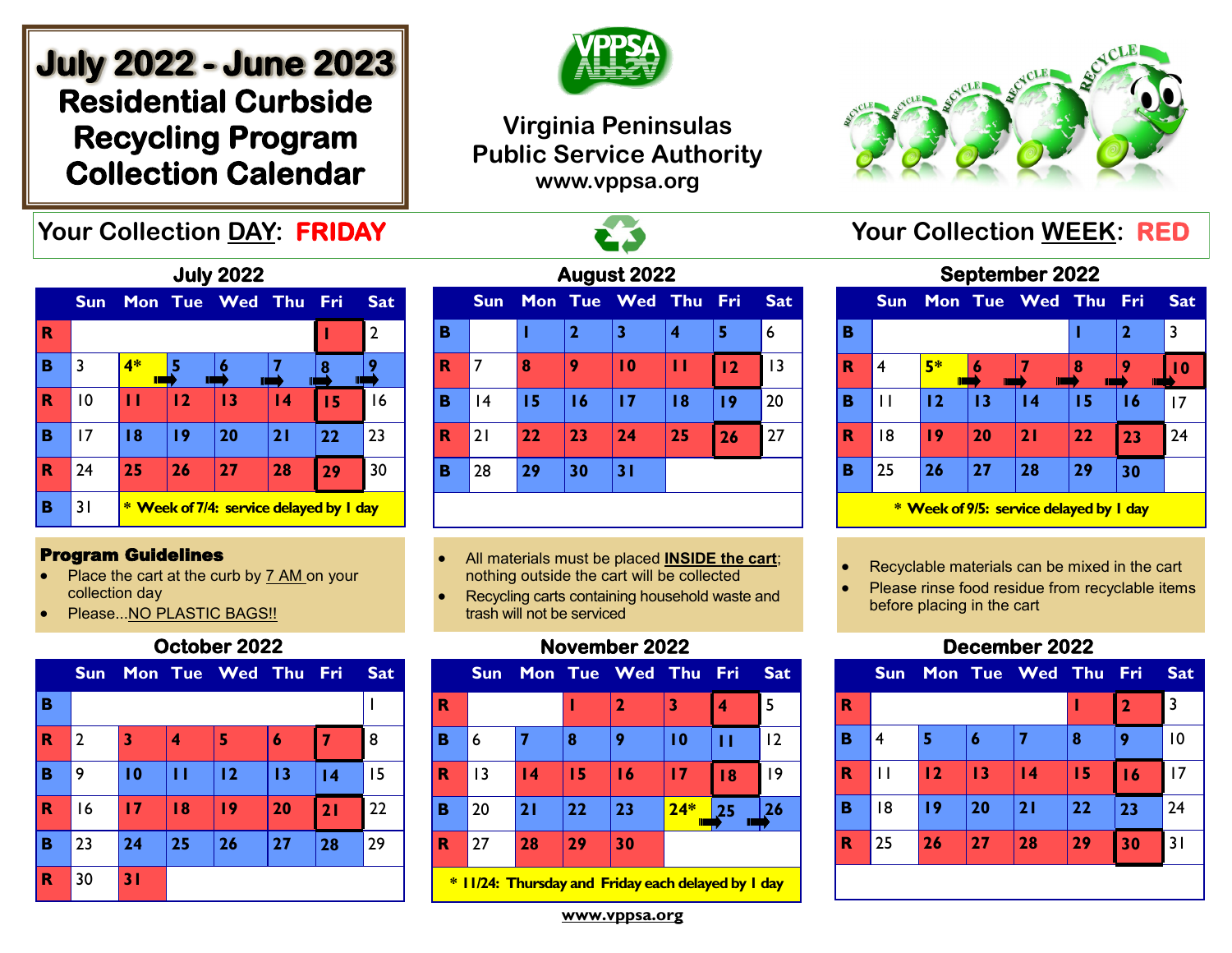# July 2022 - June 2023

## Residential Curbside Recycling Program Collection Calendar

**Virginia Peninsulas Public Service Authority**
**www.vppsa.org**

**Your Collection DAY: FRIDAY** | **Your Collection WEEK: RED**

### July 2022

| | Sun | Mon | Tue | Wed | Thu | Fri | Sat |
|---|---|---|---|---|---|---|---|
| R | | | | | | 1 | 2 |
| B | 3 | 4* | 5 | 6 | 7 | 8 | 9 |
| R | 10 | 11 | 12 | 13 | 14 | 15 | 16 |
| B | 17 | 18 | 19 | 20 | 21 | 22 | 23 |
| R | 24 | 25 | 26 | 27 | 28 | 29 | 30 |
| B | 31 | * Week of 7/4: service delayed by 1 day | | | | | |

### August 2022

| | Sun | Mon | Tue | Wed | Thu | Fri | Sat |
|---|---|---|---|---|---|---|---|
| B | | 1 | 2 | 3 | 4 | 5 | 6 |
| R | 7 | 8 | 9 | 10 | 11 | 12 | 13 |
| B | 14 | 15 | 16 | 17 | 18 | 19 | 20 |
| R | 21 | 22 | 23 | 24 | 25 | 26 | 27 |
| B | 28 | 29 | 30 | 31 | | | |

### September 2022

| | Sun | Mon | Tue | Wed | Thu | Fri | Sat |
|---|---|---|---|---|---|---|---|
| B | | | | | 1 | 2 | 3 |
| R | 4 | 5* | 6 | 7 | 8 | 9 | 10 |
| B | 11 | 12 | 13 | 14 | 15 | 16 | 17 |
| R | 18 | 19 | 20 | 21 | 22 | 23 | 24 |
| B | 25 | 26 | 27 | 28 | 29 | 30 | |

\* Week of 9/5: service delayed by 1 day

### Program Guidelines

- Place the cart at the curb by 7 AM on your collection day
- Please...NO PLASTIC BAGS!!
- All materials must be placed **INSIDE the cart**; nothing outside the cart will be collected
- Recycling carts containing household waste and trash will not be serviced
- Recyclable materials can be mixed in the cart
- Please rinse food residue from recyclable items before placing in the cart

### October 2022

| | Sun | Mon | Tue | Wed | Thu | Fri | Sat |
|---|---|---|---|---|---|---|---|
| B | | | | | | | 1 |
| R | 2 | 3 | 4 | 5 | 6 | 7 | 8 |
| B | 9 | 10 | 11 | 12 | 13 | 14 | 15 |
| R | 16 | 17 | 18 | 19 | 20 | 21 | 22 |
| B | 23 | 24 | 25 | 26 | 27 | 28 | 29 |
| R | 30 | 31 | | | | | |

### November 2022

| | Sun | Mon | Tue | Wed | Thu | Fri | Sat |
|---|---|---|---|---|---|---|---|
| R | | | 1 | 2 | 3 | 4 | 5 |
| B | 6 | 7 | 8 | 9 | 10 | 11 | 12 |
| R | 13 | 14 | 15 | 16 | 17 | 18 | 19 |
| B | 20 | 21 | 22 | 23 | 24* | 25 | 26 |
| R | 27 | 28 | 29 | 30 | | | |

\* 11/24: Thursday and Friday each delayed by 1 day

### December 2022

| | Sun | Mon | Tue | Wed | Thu | Fri | Sat |
|---|---|---|---|---|---|---|---|
| R | | | | | 1 | 2 | 3 |
| B | 4 | 5 | 6 | 7 | 8 | 9 | 10 |
| R | 11 | 12 | 13 | 14 | 15 | 16 | 17 |
| B | 18 | 19 | 20 | 21 | 22 | 23 | 24 |
| R | 25 | 26 | 27 | 28 | 29 | 30 | 31 |

www.vppsa.org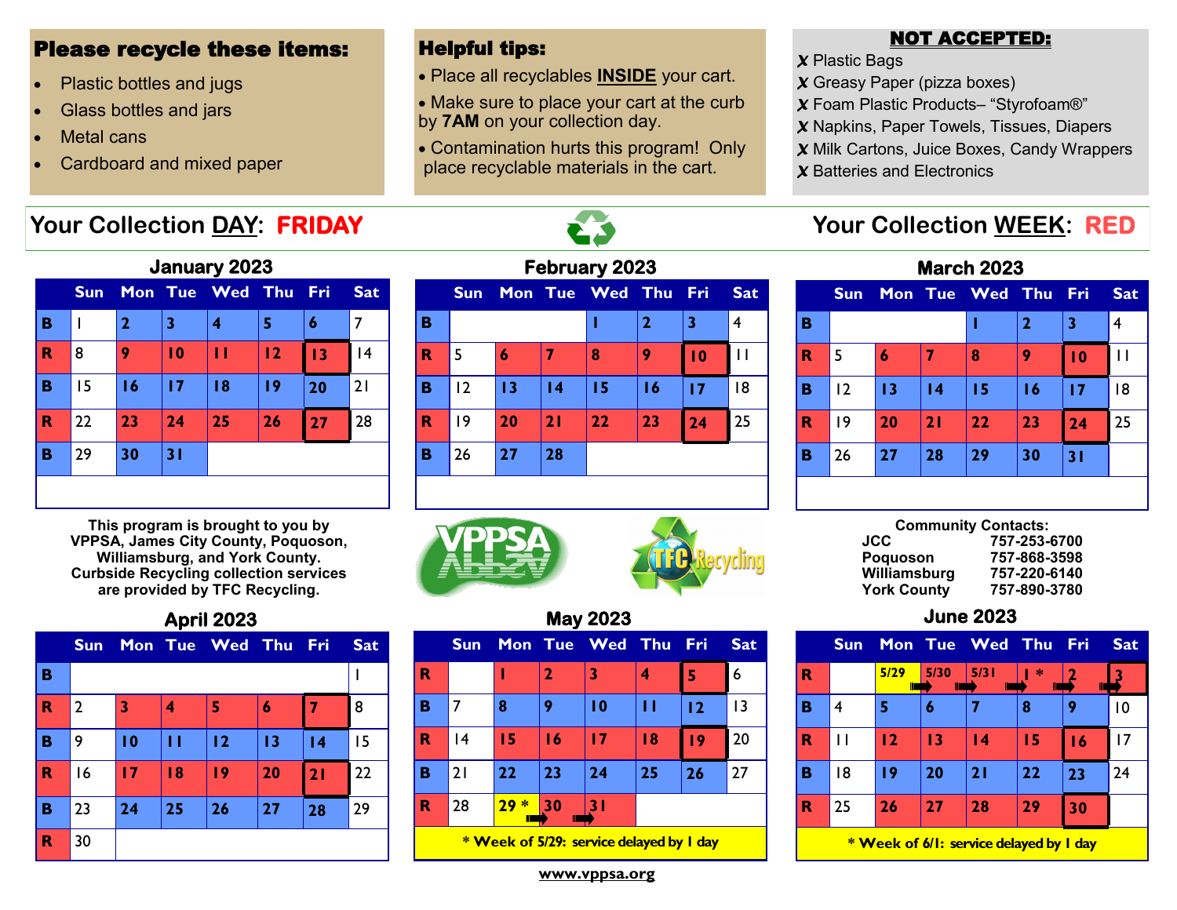## Please recycle these items:

- Plastic bottles and jugs
- Glass bottles and jars
- Metal cans
- Cardboard and mixed paper

## Helpful tips:

- Place all recyclables **INSIDE** your cart.
- Make sure to place your cart at the curb by **7AM** on your collection day.
- Contamination hurts this program! Only place recyclable materials in the cart.

## NOT ACCEPTED:

- ✗ Plastic Bags
- ✗ Greasy Paper (pizza boxes)
- ✗ Foam Plastic Products– "Styrofoam®"
- ✗ Napkins, Paper Towels, Tissues, Diapers
- ✗ Milk Cartons, Juice Boxes, Candy Wrappers
- ✗ Batteries and Electronics

## Your Collection DAY: FRIDAY

## Your Collection WEEK: RED

### January 2023

| | Sun | Mon | Tue | Wed | Thu | Fri | Sat |
|---|---|---|---|---|---|---|---|
| B | 1 | 2 | 3 | 4 | 5 | 6 | 7 |
| R | 8 | 9 | 10 | 11 | 12 | 13 | 14 |
| B | 15 | 16 | 17 | 18 | 19 | 20 | 21 |
| R | 22 | 23 | 24 | 25 | 26 | 27 | 28 |
| B | 29 | 30 | 31 | | | | |

### February 2023

| | Sun | Mon | Tue | Wed | Thu | Fri | Sat |
|---|---|---|---|---|---|---|---|
| B | | | | 1 | 2 | 3 | 4 |
| R | 5 | 6 | 7 | 8 | 9 | 10 | 11 |
| B | 12 | 13 | 14 | 15 | 16 | 17 | 18 |
| R | 19 | 20 | 21 | 22 | 23 | 24 | 25 |
| B | 26 | 27 | 28 | | | | |

### March 2023

| | Sun | Mon | Tue | Wed | Thu | Fri | Sat |
|---|---|---|---|---|---|---|---|
| B | | | | 1 | 2 | 3 | 4 |
| R | 5 | 6 | 7 | 8 | 9 | 10 | 11 |
| B | 12 | 13 | 14 | 15 | 16 | 17 | 18 |
| R | 19 | 20 | 21 | 22 | 23 | 24 | 25 |
| B | 26 | 27 | 28 | 29 | 30 | 31 | |

This program is brought to you by VPPSA, James City County, Poquoson, Williamsburg, and York County. Curbside Recycling collection services are provided by TFC Recycling.

**Community Contacts:**

| | |
|---|---|
| JCC | 757-253-6700 |
| Poquoson | 757-868-3598 |
| Williamsburg | 757-220-6140 |
| York County | 757-890-3780 |

### April 2023

| | Sun | Mon | Tue | Wed | Thu | Fri | Sat |
|---|---|---|---|---|---|---|---|
| B | | | | | | | 1 |
| R | 2 | 3 | 4 | 5 | 6 | 7 | 8 |
| B | 9 | 10 | 11 | 12 | 13 | 14 | 15 |
| R | 16 | 17 | 18 | 19 | 20 | 21 | 22 |
| B | 23 | 24 | 25 | 26 | 27 | 28 | 29 |
| R | 30 | | | | | | |

### May 2023

| | Sun | Mon | Tue | Wed | Thu | Fri | Sat |
|---|---|---|---|---|---|---|---|
| R | | 1 | 2 | 3 | 4 | 5 | 6 |
| B | 7 | 8 | 9 | 10 | 11 | 12 | 13 |
| R | 14 | 15 | 16 | 17 | 18 | 19 | 20 |
| B | 21 | 22 | 23 | 24 | 25 | 26 | 27 |
| R | 28 | 29 * | 30 | 31 | | | |

\* Week of 5/29: service delayed by 1 day

### June 2023

| | Sun | Mon | Tue | Wed | Thu | Fri | Sat |
|---|---|---|---|---|---|---|---|
| R | | 5/29 | 5/30 | 5/31 | 1 * | 2 | 3 |
| B | 4 | 5 | 6 | 7 | 8 | 9 | 10 |
| R | 11 | 12 | 13 | 14 | 15 | 16 | 17 |
| B | 18 | 19 | 20 | 21 | 22 | 23 | 24 |
| R | 25 | 26 | 27 | 28 | 29 | 30 | |

\* Week of 6/1: service delayed by 1 day

www.vppsa.org